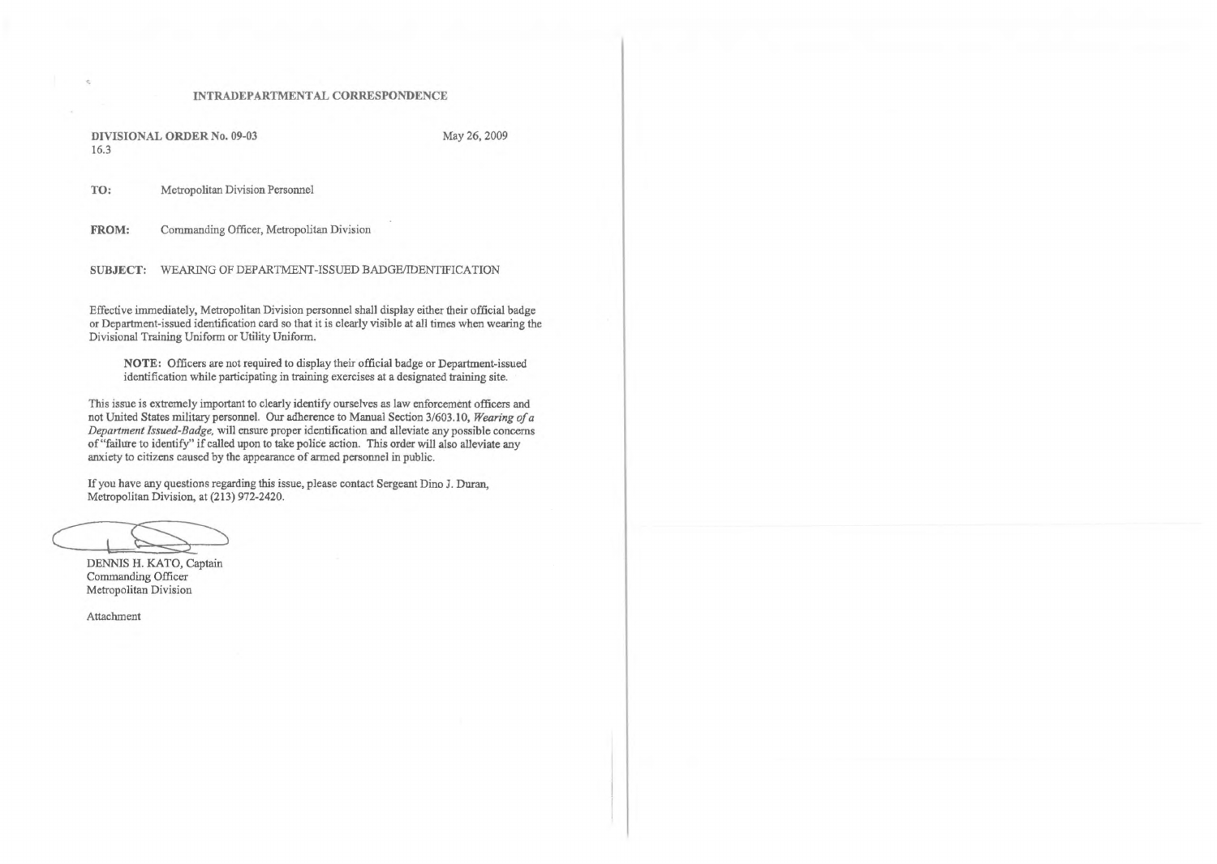## INTRADEPARTMENTAL CORRESPONDENCE

**DIVISIONAL ORDER No. 09-03**
16.3

May 26, 2009

**TO:** Metropolitan Division Personnel

**FROM:** Commanding Officer, Metropolitan Division

**SUBJECT:** WEARING OF DEPARTMENT-ISSUED BADGE/IDENTIFICATION

Effective immediately, Metropolitan Division personnel shall display either their official badge or Department-issued identification card so that it is clearly visible at all times when wearing the Divisional Training Uniform or Utility Uniform.

> **NOTE:** Officers are not required to display their official badge or Department-issued identification while participating in training exercises at a designated training site.

This issue is extremely important to clearly identify ourselves as law enforcement officers and not United States military personnel. Our adherence to Manual Section 3/603.10, *Wearing of a Department Issued-Badge,* will ensure proper identification and alleviate any possible concerns of "failure to identify" if called upon to take police action. This order will also alleviate any anxiety to citizens caused by the appearance of armed personnel in public.

If you have any questions regarding this issue, please contact Sergeant Dino J. Duran, Metropolitan Division, at (213) 972-2420.

DENNIS H. KATO, Captain
Commanding Officer
Metropolitan Division

Attachment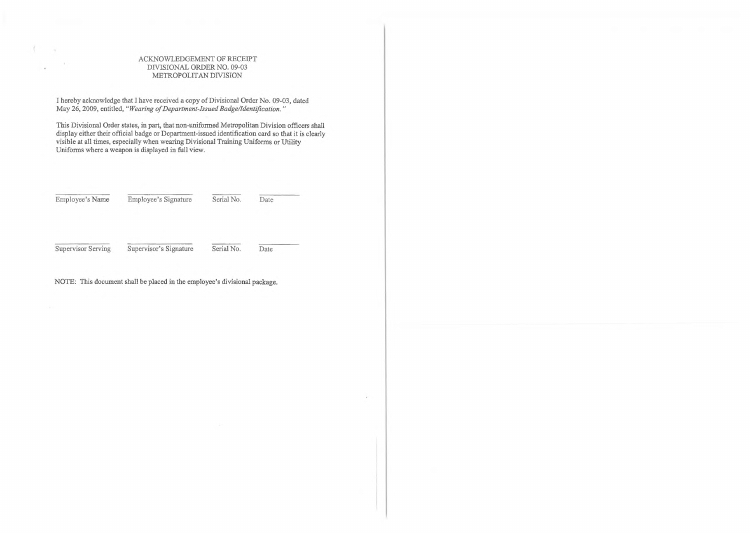ACKNOWLEDGEMENT OF RECEIPT
DIVISIONAL ORDER NO. 09-03
METROPOLITAN DIVISION

I hereby acknowledge that I have received a copy of Divisional Order No. 09-03, dated May 26, 2009, entitled, "*Wearing of Department-Issued Badge/Identification.*"

This Divisional Order states, in part, that non-uniformed Metropolitan Division officers shall display either their official badge or Department-issued identification card so that it is clearly visible at all times, especially when wearing Divisional Training Uniforms or Utility Uniforms where a weapon is displayed in full view.

| | | | |
|---|---|---|---|
| Employee's Name | Employee's Signature | Serial No. | Date |

| | | | |
|---|---|---|---|
| Supervisor Serving | Supervisor's Signature | Serial No. | Date |

NOTE: This document shall be placed in the employee's divisional package.